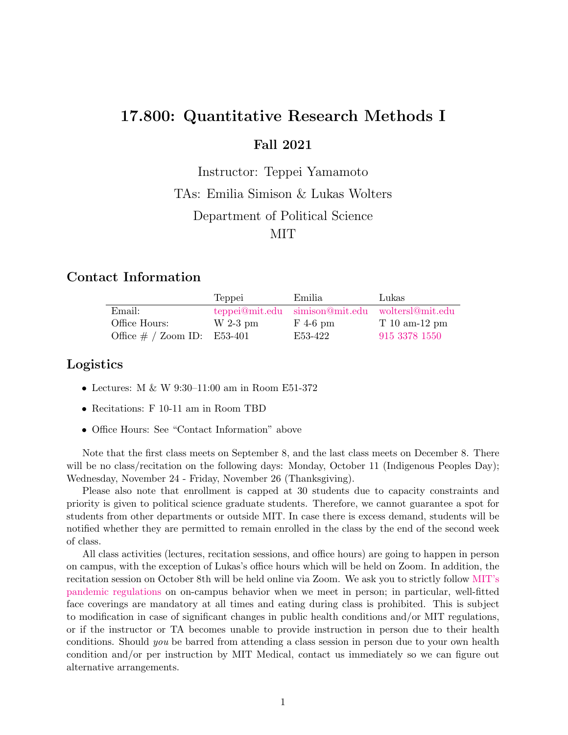# 17.800: Quantitative Research Methods I

## Fall 2021

Instructor: Teppei Yamamoto

TAs: Emilia Simison & Lukas Wolters

Department of Political Science

MIT

## Contact Information

| | Teppei | Emilia | Lukas |
|---|---|---|---|
| Email: | teppei@mit.edu | simison@mit.edu | woltersl@mit.edu |
| Office Hours: | W 2-3 pm | F 4-6 pm | T 10 am-12 pm |
| Office # / Zoom ID: | E53-401 | E53-422 | 915 3378 1550 |

## Logistics

- Lectures: M & W 9:30–11:00 am in Room E51-372
- Recitations: F 10-11 am in Room TBD
- Office Hours: See "Contact Information" above

Note that the first class meets on September 8, and the last class meets on December 8. There will be no class/recitation on the following days: Monday, October 11 (Indigenous Peoples Day); Wednesday, November 24 - Friday, November 26 (Thanksgiving).

Please also note that enrollment is capped at 30 students due to capacity constraints and priority is given to political science graduate students. Therefore, we cannot guarantee a spot for students from other departments or outside MIT. In case there is excess demand, students will be notified whether they are permitted to remain enrolled in the class by the end of the second week of class.

All class activities (lectures, recitation sessions, and office hours) are going to happen in person on campus, with the exception of Lukas's office hours which will be held on Zoom. In addition, the recitation session on October 8th will be held online via Zoom. We ask you to strictly follow MIT's pandemic regulations on on-campus behavior when we meet in person; in particular, well-fitted face coverings are mandatory at all times and eating during class is prohibited. This is subject to modification in case of significant changes in public health conditions and/or MIT regulations, or if the instructor or TA becomes unable to provide instruction in person due to their health conditions. Should *you* be barred from attending a class session in person due to your own health condition and/or per instruction by MIT Medical, contact us immediately so we can figure out alternative arrangements.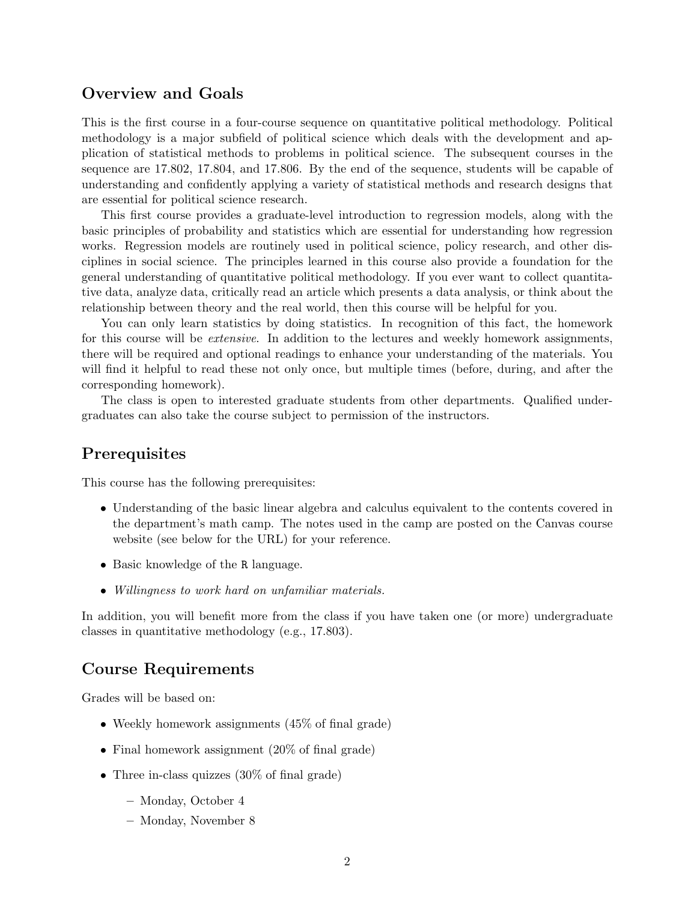## Overview and Goals

This is the first course in a four-course sequence on quantitative political methodology. Political methodology is a major subfield of political science which deals with the development and application of statistical methods to problems in political science. The subsequent courses in the sequence are 17.802, 17.804, and 17.806. By the end of the sequence, students will be capable of understanding and confidently applying a variety of statistical methods and research designs that are essential for political science research.

This first course provides a graduate-level introduction to regression models, along with the basic principles of probability and statistics which are essential for understanding how regression works. Regression models are routinely used in political science, policy research, and other disciplines in social science. The principles learned in this course also provide a foundation for the general understanding of quantitative political methodology. If you ever want to collect quantitative data, analyze data, critically read an article which presents a data analysis, or think about the relationship between theory and the real world, then this course will be helpful for you.

You can only learn statistics by doing statistics. In recognition of this fact, the homework for this course will be *extensive*. In addition to the lectures and weekly homework assignments, there will be required and optional readings to enhance your understanding of the materials. You will find it helpful to read these not only once, but multiple times (before, during, and after the corresponding homework).

The class is open to interested graduate students from other departments. Qualified undergraduates can also take the course subject to permission of the instructors.

## Prerequisites

This course has the following prerequisites:

- Understanding of the basic linear algebra and calculus equivalent to the contents covered in the department's math camp. The notes used in the camp are posted on the Canvas course website (see below for the URL) for your reference.
- Basic knowledge of the `R` language.
- *Willingness to work hard on unfamiliar materials.*

In addition, you will benefit more from the class if you have taken one (or more) undergraduate classes in quantitative methodology (e.g., 17.803).

## Course Requirements

Grades will be based on:

- Weekly homework assignments (45% of final grade)
- Final homework assignment (20% of final grade)
- Three in-class quizzes (30% of final grade)
  - Monday, October 4
  - Monday, November 8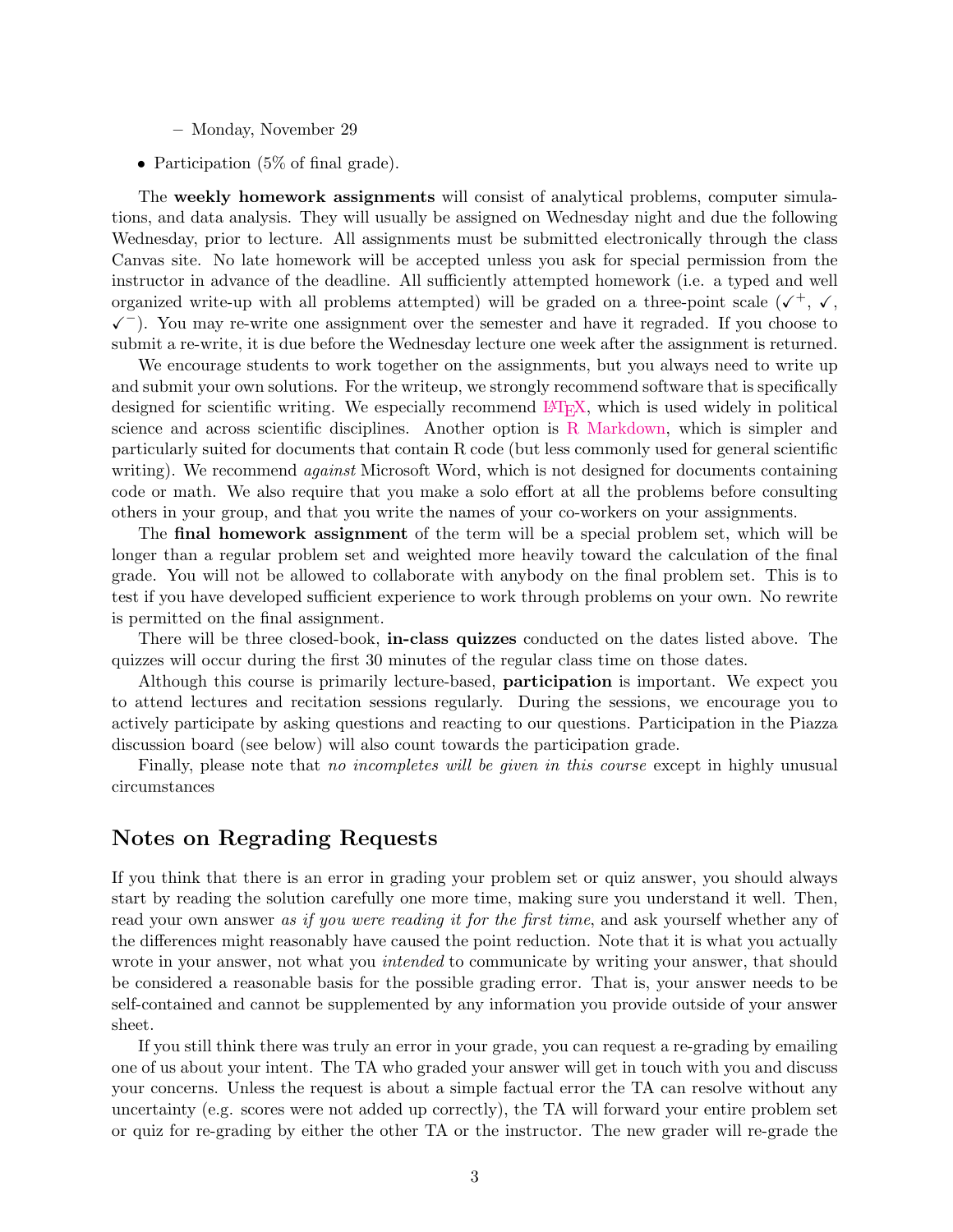- Monday, November 29

- Participation (5% of final grade).

The **weekly homework assignments** will consist of analytical problems, computer simulations, and data analysis. They will usually be assigned on Wednesday night and due the following Wednesday, prior to lecture. All assignments must be submitted electronically through the class Canvas site. No late homework will be accepted unless you ask for special permission from the instructor in advance of the deadline. All sufficiently attempted homework (i.e. a typed and well organized write-up with all problems attempted) will be graded on a three-point scale ($\checkmark^+$, $\checkmark$, $\checkmark^-$). You may re-write one assignment over the semester and have it regraded. If you choose to submit a re-write, it is due before the Wednesday lecture one week after the assignment is returned.

We encourage students to work together on the assignments, but you always need to write up and submit your own solutions. For the writeup, we strongly recommend software that is specifically designed for scientific writing. We especially recommend LaTeX, which is used widely in political science and across scientific disciplines. Another option is R Markdown, which is simpler and particularly suited for documents that contain R code (but less commonly used for general scientific writing). We recommend *against* Microsoft Word, which is not designed for documents containing code or math. We also require that you make a solo effort at all the problems before consulting others in your group, and that you write the names of your co-workers on your assignments.

The **final homework assignment** of the term will be a special problem set, which will be longer than a regular problem set and weighted more heavily toward the calculation of the final grade. You will not be allowed to collaborate with anybody on the final problem set. This is to test if you have developed sufficient experience to work through problems on your own. No rewrite is permitted on the final assignment.

There will be three closed-book, **in-class quizzes** conducted on the dates listed above. The quizzes will occur during the first 30 minutes of the regular class time on those dates.

Although this course is primarily lecture-based, **participation** is important. We expect you to attend lectures and recitation sessions regularly. During the sessions, we encourage you to actively participate by asking questions and reacting to our questions. Participation in the Piazza discussion board (see below) will also count towards the participation grade.

Finally, please note that *no incompletes will be given in this course* except in highly unusual circumstances

## Notes on Regrading Requests

If you think that there is an error in grading your problem set or quiz answer, you should always start by reading the solution carefully one more time, making sure you understand it well. Then, read your own answer *as if you were reading it for the first time*, and ask yourself whether any of the differences might reasonably have caused the point reduction. Note that it is what you actually wrote in your answer, not what you *intended* to communicate by writing your answer, that should be considered a reasonable basis for the possible grading error. That is, your answer needs to be self-contained and cannot be supplemented by any information you provide outside of your answer sheet.

If you still think there was truly an error in your grade, you can request a re-grading by emailing one of us about your intent. The TA who graded your answer will get in touch with you and discuss your concerns. Unless the request is about a simple factual error the TA can resolve without any uncertainty (e.g. scores were not added up correctly), the TA will forward your entire problem set or quiz for re-grading by either the other TA or the instructor. The new grader will re-grade the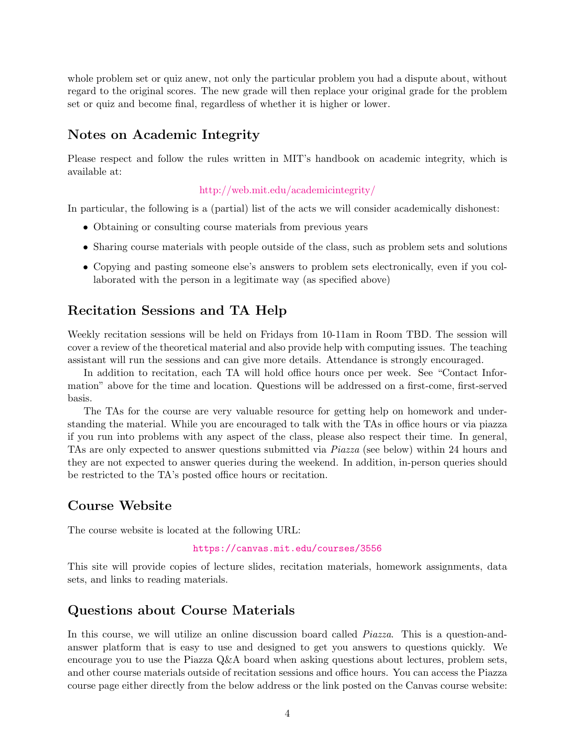whole problem set or quiz anew, not only the particular problem you had a dispute about, without regard to the original scores. The new grade will then replace your original grade for the problem set or quiz and become final, regardless of whether it is higher or lower.

## Notes on Academic Integrity

Please respect and follow the rules written in MIT's handbook on academic integrity, which is available at:

http://web.mit.edu/academicintegrity/

In particular, the following is a (partial) list of the acts we will consider academically dishonest:

- Obtaining or consulting course materials from previous years
- Sharing course materials with people outside of the class, such as problem sets and solutions
- Copying and pasting someone else's answers to problem sets electronically, even if you collaborated with the person in a legitimate way (as specified above)

## Recitation Sessions and TA Help

Weekly recitation sessions will be held on Fridays from 10-11am in Room TBD. The session will cover a review of the theoretical material and also provide help with computing issues. The teaching assistant will run the sessions and can give more details. Attendance is strongly encouraged.

In addition to recitation, each TA will hold office hours once per week. See "Contact Information" above for the time and location. Questions will be addressed on a first-come, first-served basis.

The TAs for the course are very valuable resource for getting help on homework and understanding the material. While you are encouraged to talk with the TAs in office hours or via piazza if you run into problems with any aspect of the class, please also respect their time. In general, TAs are only expected to answer questions submitted via *Piazza* (see below) within 24 hours and they are not expected to answer queries during the weekend. In addition, in-person queries should be restricted to the TA's posted office hours or recitation.

## Course Website

The course website is located at the following URL:

`https://canvas.mit.edu/courses/3556`

This site will provide copies of lecture slides, recitation materials, homework assignments, data sets, and links to reading materials.

## Questions about Course Materials

In this course, we will utilize an online discussion board called *Piazza*. This is a question-and-answer platform that is easy to use and designed to get you answers to questions quickly. We encourage you to use the Piazza Q&A board when asking questions about lectures, problem sets, and other course materials outside of recitation sessions and office hours. You can access the Piazza course page either directly from the below address or the link posted on the Canvas course website: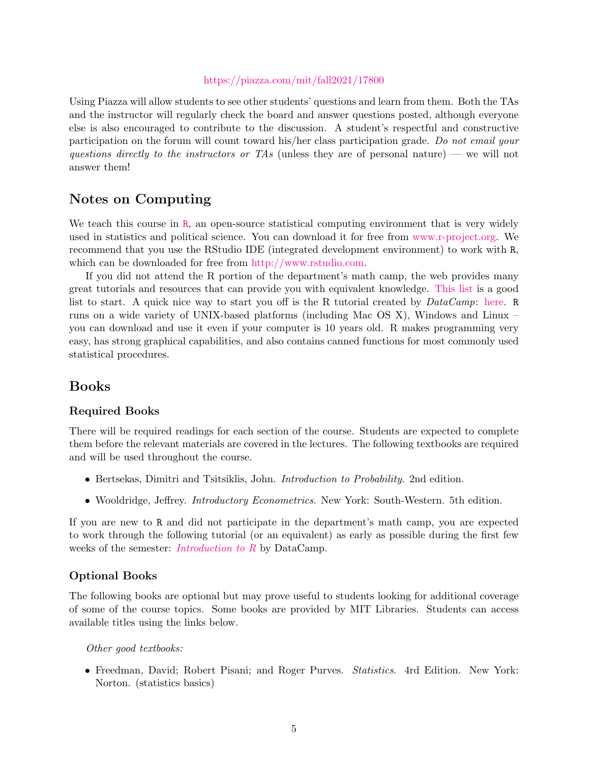https://piazza.com/mit/fall2021/17800

Using Piazza will allow students to see other students' questions and learn from them. Both the TAs and the instructor will regularly check the board and answer questions posted, although everyone else is also encouraged to contribute to the discussion. A student's respectful and constructive participation on the forum will count toward his/her class participation grade. *Do not email your questions directly to the instructors or TAs* (unless they are of personal nature) — we will not answer them!

## Notes on Computing

We teach this course in R, an open-source statistical computing environment that is very widely used in statistics and political science. You can download it for free from www.r-project.org. We recommend that you use the RStudio IDE (integrated development environment) to work with R, which can be downloaded for free from http://www.rstudio.com.

If you did not attend the R portion of the department's math camp, the web provides many great tutorials and resources that can provide you with equivalent knowledge. This list is a good list to start. A quick nice way to start you off is the R tutorial created by *DataCamp*: here. R runs on a wide variety of UNIX-based platforms (including Mac OS X), Windows and Linux – you can download and use it even if your computer is 10 years old. R makes programming very easy, has strong graphical capabilities, and also contains canned functions for most commonly used statistical procedures.

## Books

### Required Books

There will be required readings for each section of the course. Students are expected to complete them before the relevant materials are covered in the lectures. The following textbooks are required and will be used throughout the course.

- Bertsekas, Dimitri and Tsitsiklis, John. *Introduction to Probability*. 2nd edition.
- Wooldridge, Jeffrey. *Introductory Econometrics*. New York: South-Western. 5th edition.

If you are new to R and did not participate in the department's math camp, you are expected to work through the following tutorial (or an equivalent) as early as possible during the first few weeks of the semester: *Introduction to R* by DataCamp.

### Optional Books

The following books are optional but may prove useful to students looking for additional coverage of some of the course topics. Some books are provided by MIT Libraries. Students can access available titles using the links below.

*Other good textbooks:*

- Freedman, David; Robert Pisani; and Roger Purves. *Statistics*. 4rd Edition. New York: Norton. (statistics basics)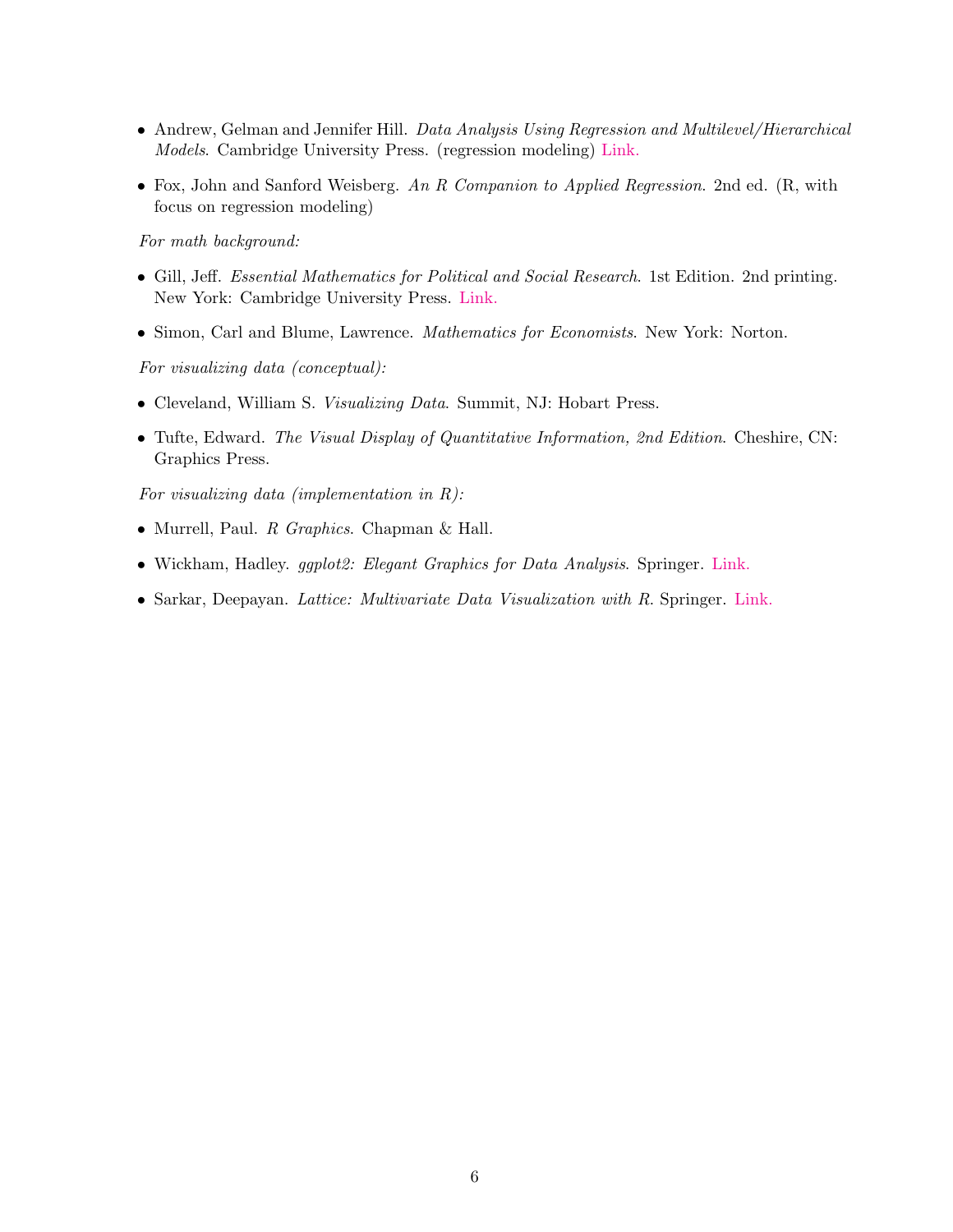- Andrew, Gelman and Jennifer Hill. *Data Analysis Using Regression and Multilevel/Hierarchical Models*. Cambridge University Press. (regression modeling) Link.

- Fox, John and Sanford Weisberg. *An R Companion to Applied Regression*. 2nd ed. (R, with focus on regression modeling)

*For math background:*

- Gill, Jeff. *Essential Mathematics for Political and Social Research*. 1st Edition. 2nd printing. New York: Cambridge University Press. Link.

- Simon, Carl and Blume, Lawrence. *Mathematics for Economists*. New York: Norton.

*For visualizing data (conceptual):*

- Cleveland, William S. *Visualizing Data*. Summit, NJ: Hobart Press.

- Tufte, Edward. *The Visual Display of Quantitative Information, 2nd Edition*. Cheshire, CN: Graphics Press.

*For visualizing data (implementation in R):*

- Murrell, Paul. *R Graphics*. Chapman & Hall.

- Wickham, Hadley. *ggplot2: Elegant Graphics for Data Analysis*. Springer. Link.

- Sarkar, Deepayan. *Lattice: Multivariate Data Visualization with R*. Springer. Link.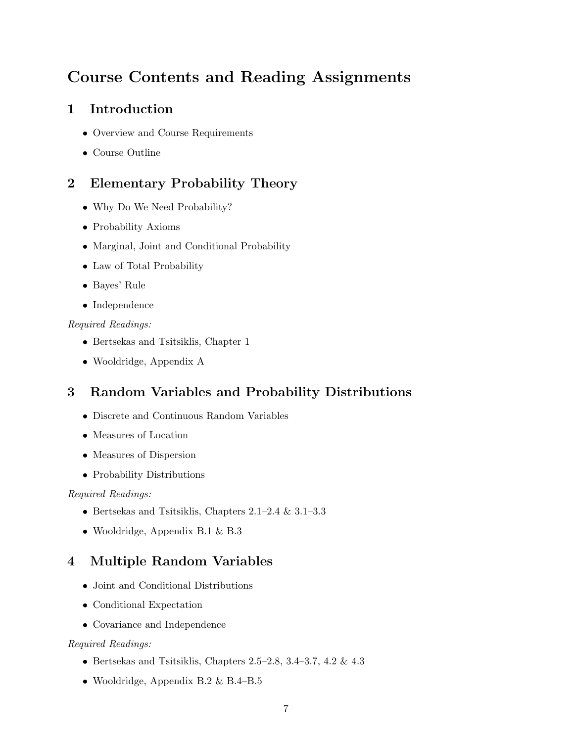# Course Contents and Reading Assignments

## 1 Introduction

- Overview and Course Requirements
- Course Outline

## 2 Elementary Probability Theory

- Why Do We Need Probability?
- Probability Axioms
- Marginal, Joint and Conditional Probability
- Law of Total Probability
- Bayes' Rule
- Independence

*Required Readings:*

- Bertsekas and Tsitsiklis, Chapter 1
- Wooldridge, Appendix A

## 3 Random Variables and Probability Distributions

- Discrete and Continuous Random Variables
- Measures of Location
- Measures of Dispersion
- Probability Distributions

*Required Readings:*

- Bertsekas and Tsitsiklis, Chapters 2.1–2.4 & 3.1–3.3
- Wooldridge, Appendix B.1 & B.3

## 4 Multiple Random Variables

- Joint and Conditional Distributions
- Conditional Expectation
- Covariance and Independence

*Required Readings:*

- Bertsekas and Tsitsiklis, Chapters 2.5–2.8, 3.4–3.7, 4.2 & 4.3
- Wooldridge, Appendix B.2 & B.4–B.5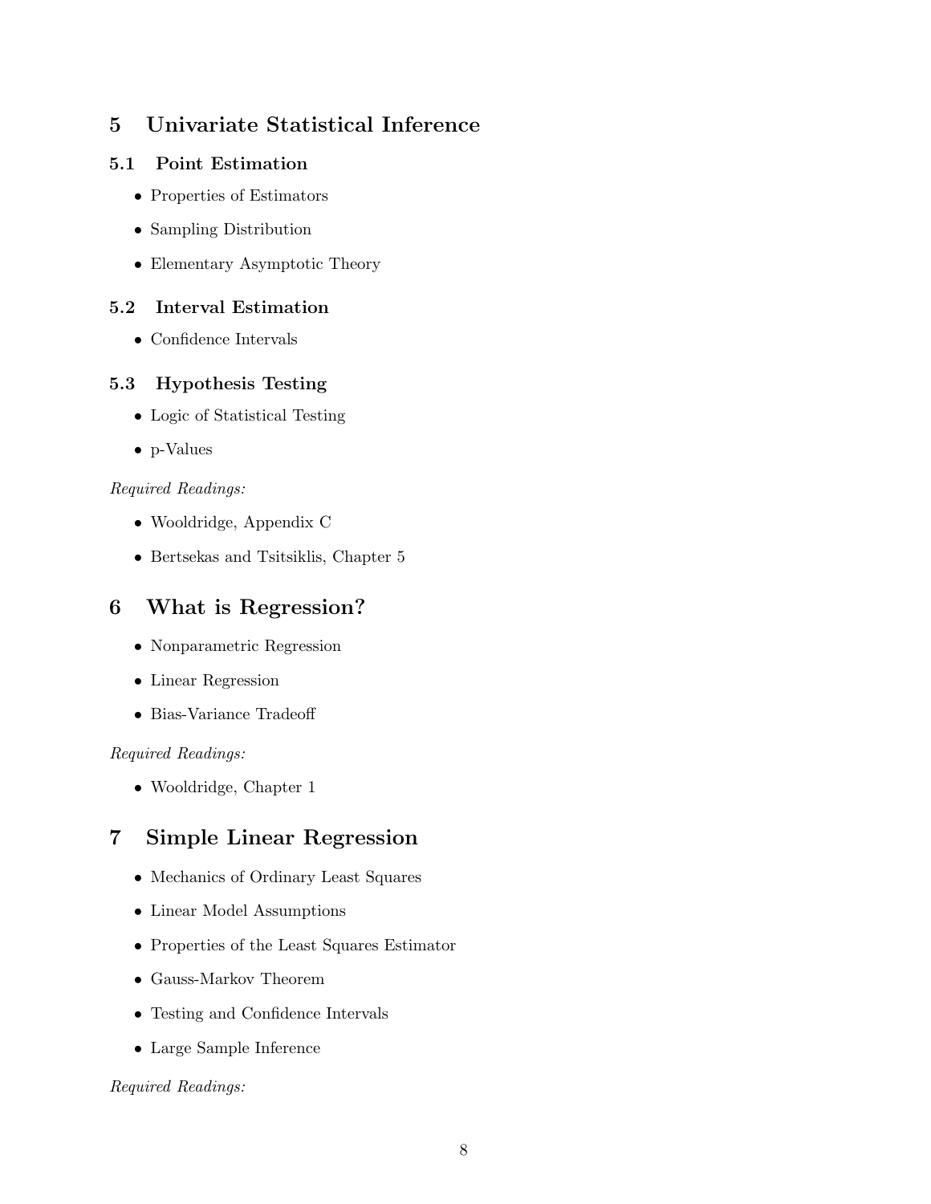# 5 Univariate Statistical Inference

## 5.1 Point Estimation

- Properties of Estimators
- Sampling Distribution
- Elementary Asymptotic Theory

## 5.2 Interval Estimation

- Confidence Intervals

## 5.3 Hypothesis Testing

- Logic of Statistical Testing
- p-Values

*Required Readings:*

- Wooldridge, Appendix C
- Bertsekas and Tsitsiklis, Chapter 5

# 6 What is Regression?

- Nonparametric Regression
- Linear Regression
- Bias-Variance Tradeoff

*Required Readings:*

- Wooldridge, Chapter 1

# 7 Simple Linear Regression

- Mechanics of Ordinary Least Squares
- Linear Model Assumptions
- Properties of the Least Squares Estimator
- Gauss-Markov Theorem
- Testing and Confidence Intervals
- Large Sample Inference

*Required Readings:*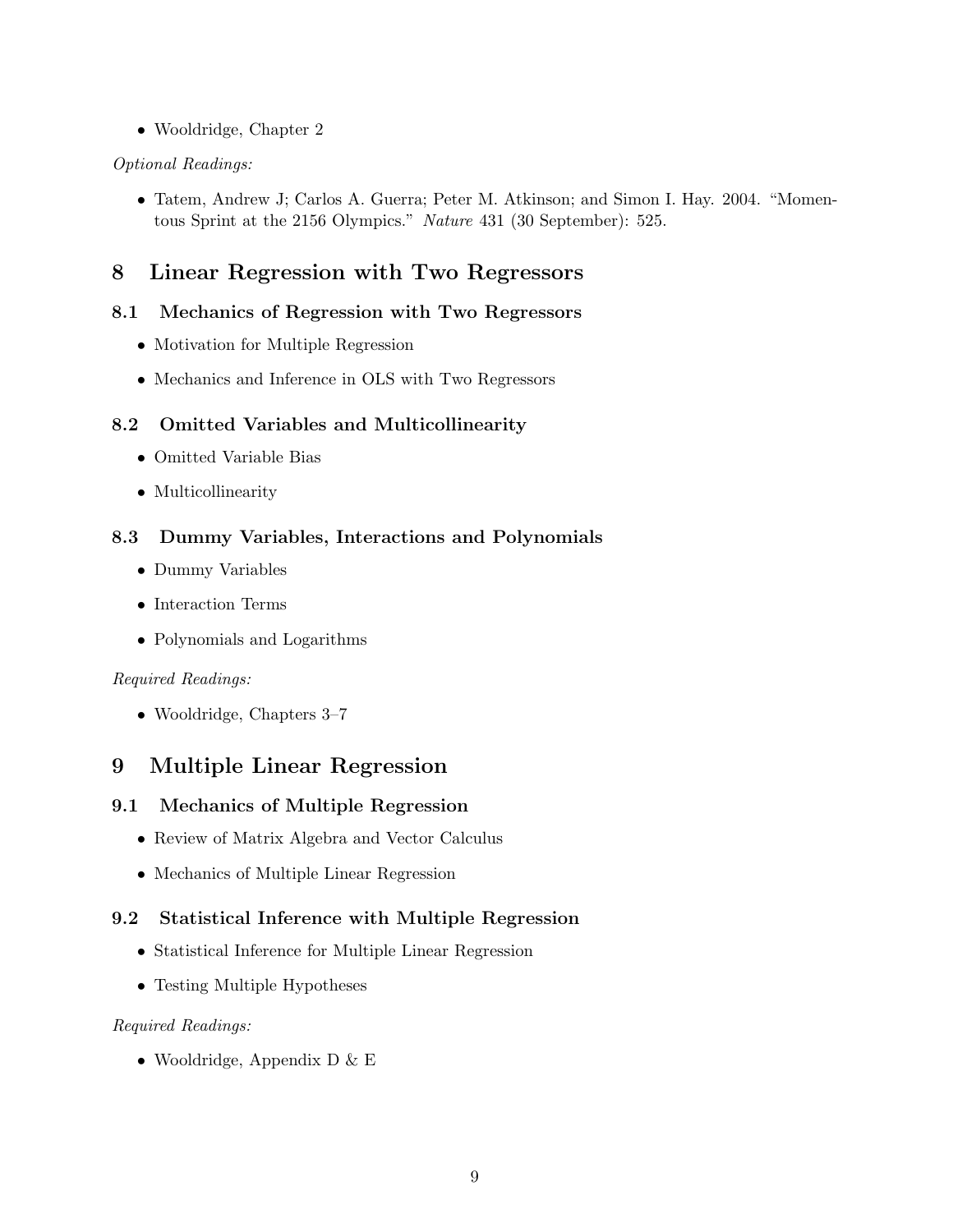- Wooldridge, Chapter 2

*Optional Readings:*

- Tatem, Andrew J; Carlos A. Guerra; Peter M. Atkinson; and Simon I. Hay. 2004. "Momentous Sprint at the 2156 Olympics." *Nature* 431 (30 September): 525.

# 8 Linear Regression with Two Regressors

## 8.1 Mechanics of Regression with Two Regressors

- Motivation for Multiple Regression
- Mechanics and Inference in OLS with Two Regressors

## 8.2 Omitted Variables and Multicollinearity

- Omitted Variable Bias
- Multicollinearity

## 8.3 Dummy Variables, Interactions and Polynomials

- Dummy Variables
- Interaction Terms
- Polynomials and Logarithms

*Required Readings:*

- Wooldridge, Chapters 3–7

# 9 Multiple Linear Regression

## 9.1 Mechanics of Multiple Regression

- Review of Matrix Algebra and Vector Calculus
- Mechanics of Multiple Linear Regression

## 9.2 Statistical Inference with Multiple Regression

- Statistical Inference for Multiple Linear Regression
- Testing Multiple Hypotheses

*Required Readings:*

- Wooldridge, Appendix D & E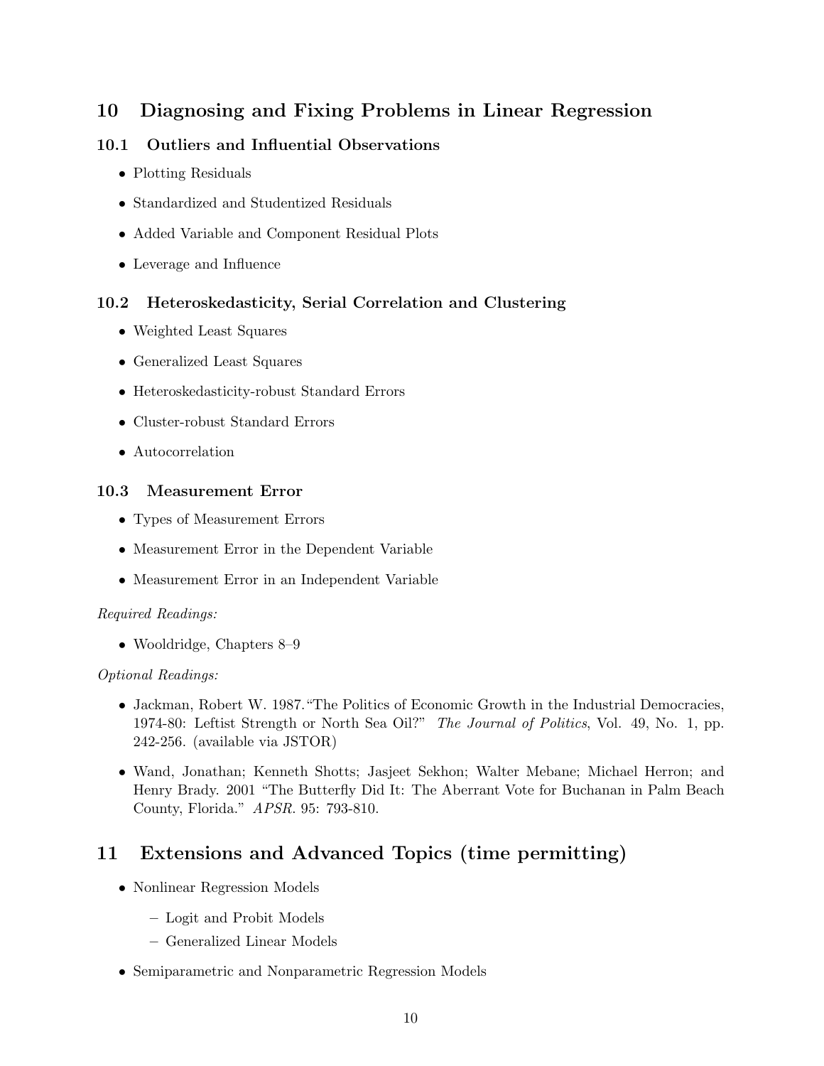# 10 Diagnosing and Fixing Problems in Linear Regression

## 10.1 Outliers and Influential Observations

- Plotting Residuals
- Standardized and Studentized Residuals
- Added Variable and Component Residual Plots
- Leverage and Influence

## 10.2 Heteroskedasticity, Serial Correlation and Clustering

- Weighted Least Squares
- Generalized Least Squares
- Heteroskedasticity-robust Standard Errors
- Cluster-robust Standard Errors
- Autocorrelation

## 10.3 Measurement Error

- Types of Measurement Errors
- Measurement Error in the Dependent Variable
- Measurement Error in an Independent Variable

*Required Readings:*

- Wooldridge, Chapters 8–9

*Optional Readings:*

- Jackman, Robert W. 1987."The Politics of Economic Growth in the Industrial Democracies, 1974-80: Leftist Strength or North Sea Oil?" *The Journal of Politics*, Vol. 49, No. 1, pp. 242-256. (available via JSTOR)
- Wand, Jonathan; Kenneth Shotts; Jasjeet Sekhon; Walter Mebane; Michael Herron; and Henry Brady. 2001 "The Butterfly Did It: The Aberrant Vote for Buchanan in Palm Beach County, Florida." *APSR*. 95: 793-810.

# 11 Extensions and Advanced Topics (time permitting)

- Nonlinear Regression Models
  - Logit and Probit Models
  - Generalized Linear Models
- Semiparametric and Nonparametric Regression Models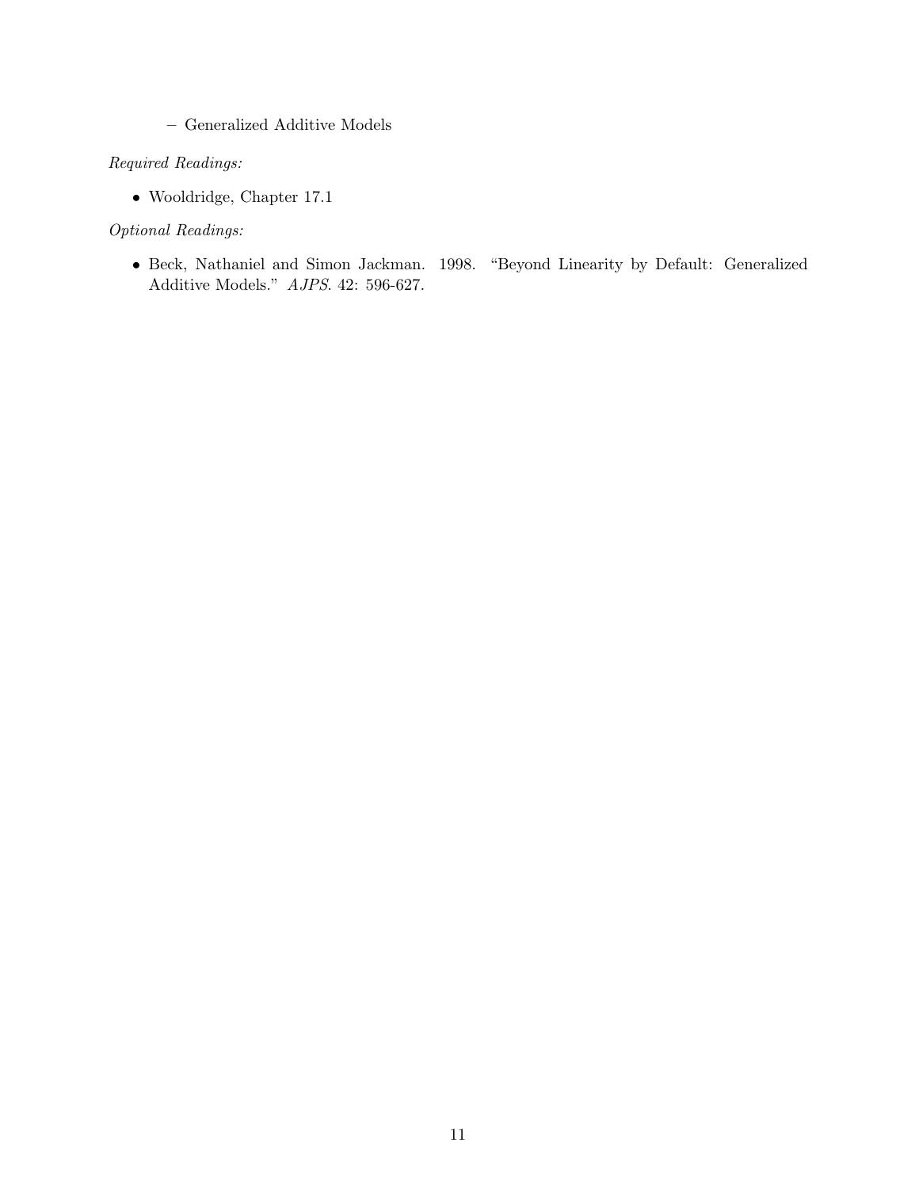- Generalized Additive Models

*Required Readings:*

- Wooldridge, Chapter 17.1

*Optional Readings:*

- Beck, Nathaniel and Simon Jackman. 1998. "Beyond Linearity by Default: Generalized Additive Models." *AJPS*. 42: 596-627.